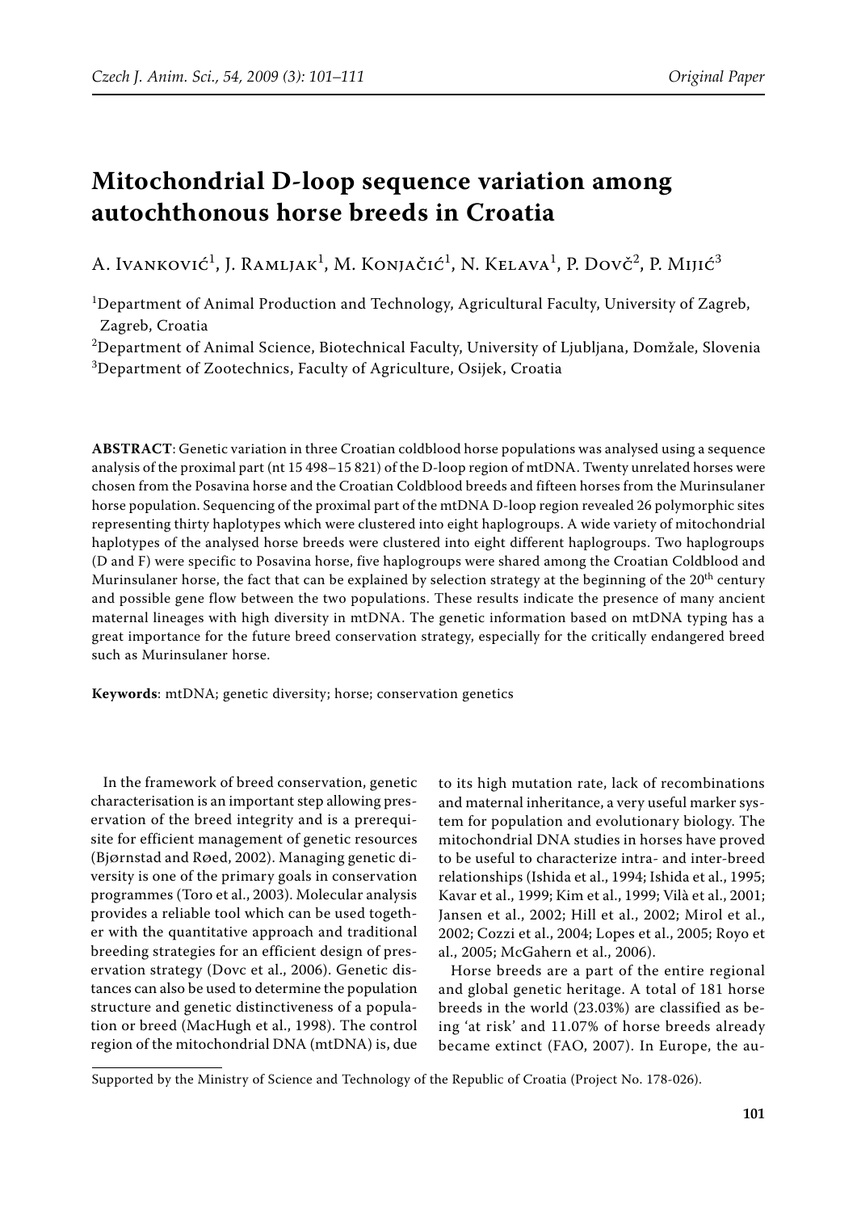# Mitochondrial D-loop sequence variation among autochthonous horse breeds in Croatia

A. Ivanković[1], J. Ramljak[1], M. Konjačić[1], N. Kelava[1], P. Dovč[2], P. Mijić[3]

[1]Department of Animal Production and Technology, Agricultural Faculty, University of Zagreb, Zagreb, Croatia

[2]Department of Animal Science, Biotechnical Faculty, University of Ljubljana, Domžale, Slovenia

[3]Department of Zootechnics, Faculty of Agriculture, Osijek, Croatia

**ABSTRACT**: Genetic variation in three Croatian coldblood horse populations was analysed using a sequence analysis of the proximal part (nt 15 498–15 821) of the D-loop region of mtDNA. Twenty unrelated horses were chosen from the Posavina horse and the Croatian Coldblood breeds and fifteen horses from the Murinsulaner horse population. Sequencing of the proximal part of the mtDNA D-loop region revealed 26 polymorphic sites representing thirty haplotypes which were clustered into eight haplogroups. A wide variety of mitochondrial haplotypes of the analysed horse breeds were clustered into eight different haplogroups. Two haplogroups (D and F) were specific to Posavina horse, five haplogroups were shared among the Croatian Coldblood and Murinsulaner horse, the fact that can be explained by selection strategy at the beginning of the 20th century and possible gene flow between the two populations. These results indicate the presence of many ancient maternal lineages with high diversity in mtDNA. The genetic information based on mtDNA typing has a great importance for the future breed conservation strategy, especially for the critically endangered breed such as Murinsulaner horse.

**Keywords**: mtDNA; genetic diversity; horse; conservation genetics

In the framework of breed conservation, genetic characterisation is an important step allowing preservation of the breed integrity and is a prerequisite for efficient management of genetic resources (Bjørnstad and Røed, 2002). Managing genetic diversity is one of the primary goals in conservation programmes (Toro et al., 2003). Molecular analysis provides a reliable tool which can be used together with the quantitative approach and traditional breeding strategies for an efficient design of preservation strategy (Dovc et al., 2006). Genetic distances can also be used to determine the population structure and genetic distinctiveness of a population or breed (MacHugh et al., 1998). The control region of the mitochondrial DNA (mtDNA) is, due to its high mutation rate, lack of recombinations and maternal inheritance, a very useful marker system for population and evolutionary biology. The mitochondrial DNA studies in horses have proved to be useful to characterize intra- and inter-breed relationships (Ishida et al., 1994; Ishida et al., 1995; Kavar et al., 1999; Kim et al., 1999; Vilà et al., 2001; Jansen et al., 2002; Hill et al., 2002; Mirol et al., 2002; Cozzi et al., 2004; Lopes et al., 2005; Royo et al., 2005; McGahern et al., 2006).

Horse breeds are a part of the entire regional and global genetic heritage. A total of 181 horse breeds in the world (23.03%) are classified as being 'at risk' and 11.07% of horse breeds already became extinct (FAO, 2007). In Europe, the au-

Supported by the Ministry of Science and Technology of the Republic of Croatia (Project No. 178-026).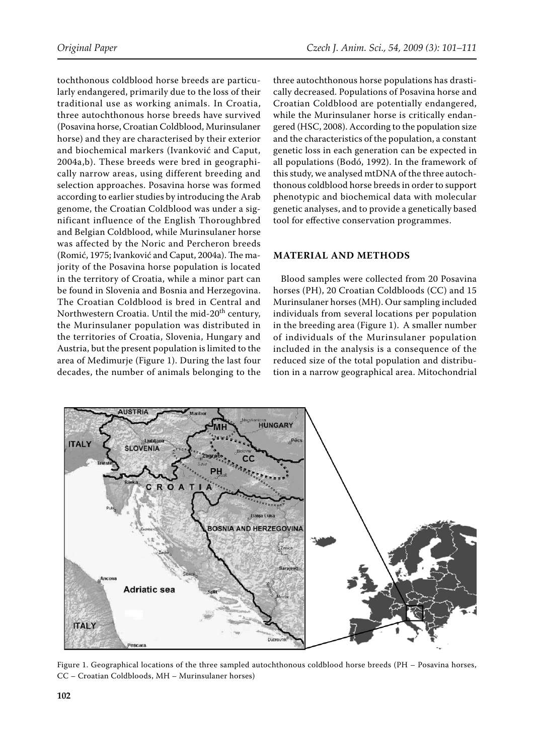tochthonous coldblood horse breeds are particularly endangered, primarily due to the loss of their traditional use as working animals. In Croatia, three autochthonous horse breeds have survived (Posavina horse, Croatian Coldblood, Murinsulaner horse) and they are characterised by their exterior and biochemical markers (Ivanković and Caput, 2004a,b). These breeds were bred in geographically narrow areas, using different breeding and selection approaches. Posavina horse was formed according to earlier studies by introducing the Arab genome, the Croatian Coldblood was under a significant influence of the English Thoroughbred and Belgian Coldblood, while Murinsulaner horse was affected by the Noric and Percheron breeds (Romić, 1975; Ivanković and Caput, 2004a). The majority of the Posavina horse population is located in the territory of Croatia, while a minor part can be found in Slovenia and Bosnia and Herzegovina. The Croatian Coldblood is bred in Central and Northwestern Croatia. Until the mid-20th century, the Murinsulaner population was distributed in the territories of Croatia, Slovenia, Hungary and Austria, but the present population is limited to the area of Međimurje (Figure 1). During the last four decades, the number of animals belonging to the three autochthonous horse populations has drastically decreased. Populations of Posavina horse and Croatian Coldblood are potentially endangered, while the Murinsulaner horse is critically endangered (HSC, 2008). According to the population size and the characteristics of the population, a constant genetic loss in each generation can be expected in all populations (Bodó, 1992). In the framework of this study, we analysed mtDNA of the three autochthonous coldblood horse breeds in order to support phenotypic and biochemical data with molecular genetic analyses, and to provide a genetically based tool for effective conservation programmes.

## MATERIAL AND METHODS

Blood samples were collected from 20 Posavina horses (PH), 20 Croatian Coldbloods (CC) and 15 Murinsulaner horses (MH). Our sampling included individuals from several locations per population in the breeding area (Figure 1). A smaller number of individuals of the Murinsulaner population included in the analysis is a consequence of the reduced size of the total population and distribution in a narrow geographical area. Mitochondrial

Figure 1. Geographical locations of the three sampled autochthonous coldblood horse breeds (PH – Posavina horses, CC – Croatian Coldbloods, MH – Murinsulaner horses)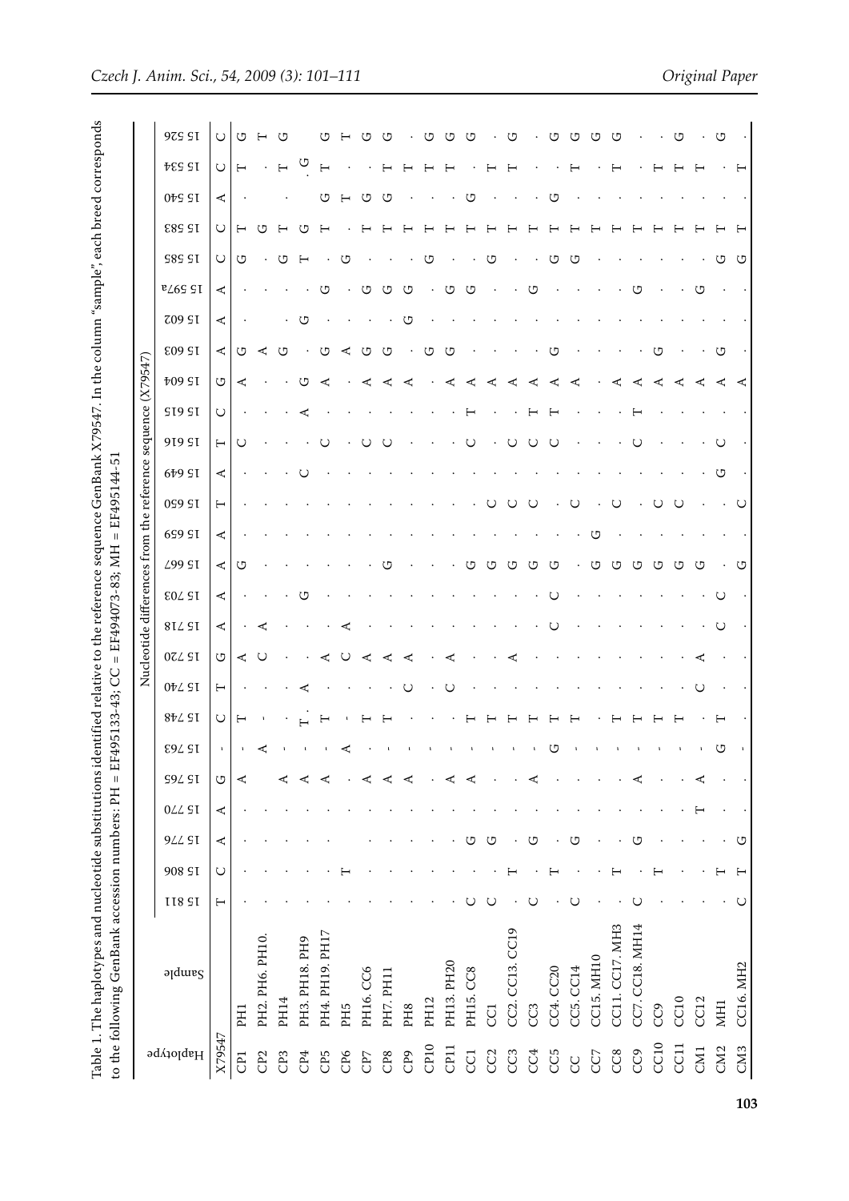Table 1. The haplotypes and nucleotide substitutions identified relative to the reference sequence GenBank X79547. In the column "sample", each breed corresponds to the following GenBank accession numbers: PH = EF495133-43; CC = EF494073-83; MH = EF495144-51

| Haplotype | Sample | Nucleotide differences from the reference sequence (X79547) | | | | | | | | | | | | | | | | | | | | | | | | | |
|---|---|---|---|---|---|---|---|---|---|---|---|---|---|---|---|---|---|---|---|---|---|---|---|---|---|---|---|
| | | 15 811 | 15 806 | 15 776 | 15 770 | 15 765 | 15 763 | 15 748 | 15 740 | 15 720 | 15 718 | 15 703 | 15 667 | 15 659 | 15 650 | 15 649 | 15 616 | 15 615 | 15 604 | 15 603 | 15 602 | 15 597a | 15 585 | 15 583 | 15 540 | 15 534 | 15 526 |
| X79547 | | T | C | A | A | G | - | C | T | G | A | A | A | A | T | A | T | C | G | A | A | A | C | C | A | C | C |
| CP1 | PH1 | . | . | . | . | A | - | T | . | A | . | . | G | . | . | . | C | . | A | G | . | . | G | T | . | T | G |
| CP2 | PH2. PH6. PH10. | . | . | . | . | . | A | - | . | C | A | . | . | . | . | . | . | . | . | A | . | . | . | G | . | . | T |
| CP3 | PH14 | . | . | . | . | A | - | . | . | . | . | . | . | . | . | . | . | . | . | G | . | . | G | T | . | T | G |
| CP4 | PH3. PH18. PH9 | . | . | . | . | A | - | T | A | . | . | G | . | . | . | C | . | A | G | . | G | . | T | G | . | G | . |
| CP5 | PH4. PH19. PH17 | . | . | . | . | A | - | T | . | A | . | . | . | . | . | . | C | . | A | G | . | G | . | T | G | T | G |
| CP6 | PH5 | . | T | . | . | . | A | - | . | C | A | . | . | . | . | . | . | . | . | A | . | . | G | . | T | . | T |
| CP7 | PH16. CC6 | . | . | . | . | A | - | T | . | A | . | . | . | . | . | . | C | . | A | G | . | G | . | T | G | . | G |
| CP8 | PH7. PH11 | . | . | . | . | A | - | T | . | A | . | . | G | . | . | . | C | . | A | G | . | G | . | T | G | T | G |
| CP9 | PH8 | . | . | . | . | A | - | . | C | A | . | . | . | . | . | . | . | . | A | . | G | G | . | T | . | T | . |
| CP10 | PH12 | . | . | . | . | . | - | . | . | . | . | . | . | . | . | . | . | . | . | G | . | . | G | T | . | T | G |
| CP11 | PH13. PH20 | . | . | . | . | A | - | . | C | A | . | . | . | . | . | . | . | . | A | G | . | G | . | T | . | T | G |
| CC1 | PH15. CC8 | C | . | G | . | A | - | T | . | . | . | . | G | . | . | . | C | T | A | . | . | G | . | T | G | . | G |
| CC2 | CC1 | C | . | G | . | . | - | T | . | . | . | . | G | . | C | . | . | . | A | . | . | . | G | T | . | T | . |
| CC3 | CC2. CC13. CC19 | . | T | . | . | . | - | T | . | A | . | . | G | . | C | . | C | . | A | . | . | . | . | T | . | T | G |
| CC4 | CC3 | C | . | G | . | A | - | T | . | . | . | . | G | . | C | . | C | T | A | . | . | G | . | T | . | . | . |
| CC5 | CC4. CC20 | . | T | . | . | . | G | T | . | . | C | C | G | . | . | . | C | T | A | G | . | . | G | T | G | . | G |
| CC | CC5. CC14 | C | . | G | . | . | - | T | . | . | . | . | . | . | C | . | . | . | A | . | . | . | G | T | . | T | G |
| CC7 | CC15. MH10 | . | . | . | . | . | - | . | . | . | . | . | G | G | . | . | . | . | . | . | . | . | . | T | . | . | G |
| CC8 | CC11. CC17. MH3 | . | T | . | . | . | - | T | . | . | . | . | G | . | C | . | . | . | A | . | . | . | . | T | . | T | G |
| CC9 | CC7. CC18. MH14 | C | . | G | . | A | - | T | . | . | . | . | G | . | . | . | C | T | A | . | . | G | . | T | . | . | . |
| CC10 | CC9 | . | T | . | . | . | - | T | . | . | . | . | G | . | C | . | . | . | A | G | . | . | . | T | . | T | . |
| CC11 | CC10 | . | . | . | . | . | - | T | C | . | . | . | G | . | C | . | . | . | A | . | . | . | . | T | . | T | G |
| CM1 | CC12 | . | . | . | T | A | - | . | C | A | . | . | G | . | . | . | . | . | A | . | . | G | . | T | . | T | . |
| CM2 | MH1 | . | T | . | . | . | G | T | . | . | C | C | . | . | . | G | C | . | A | G | . | . | G | T | . | . | G |
| CM3 | CC16. MH2 | C | T | G | . | . | - | . | . | . | . | . | G | . | C | . | . | . | A | . | . | . | G | T | . | T | . |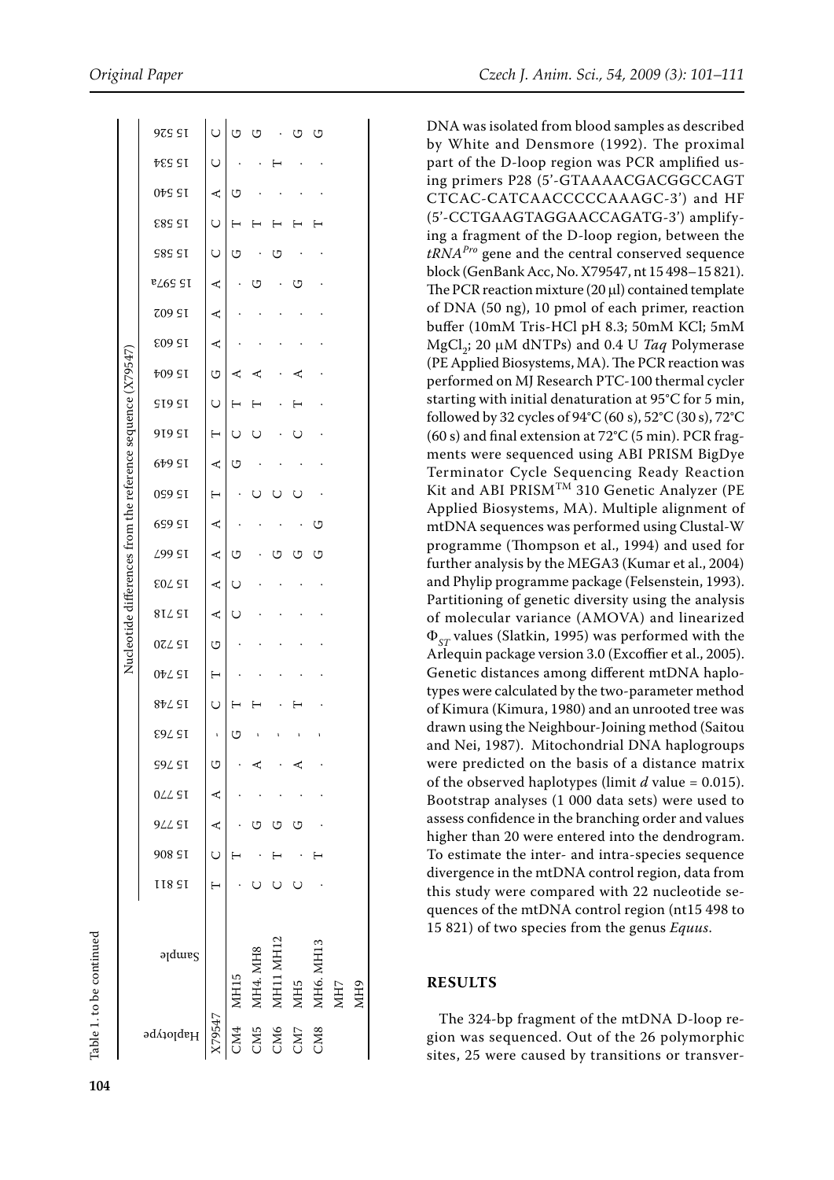Table 1. to be continued

| Haplotype | Sample | Nucleotide differences from the reference sequence (X79547) | | | | | | | | | | | | | | | | | | | | | | | | | |
|---|---|---|---|---|---|---|---|---|---|---|---|---|---|---|---|---|---|---|---|---|---|---|---|---|---|---|---|
| | | 15 811 | 15 806 | 15 776 | 15 770 | 15 765 | 15 763 | 15 748 | 15 740 | 15 720 | 15 718 | 15 703 | 15 667 | 15 659 | 15 650 | 15 649 | 15 616 | 15 615 | 15 604 | 15 603 | 15 602 | 15 597a | 15 585 | 15 583 | 15 540 | 15 534 | 15 526 |
| X79547 | | T | C | A | A | G | - | C | T | G | A | A | A | A | T | A | T | C | G | A | A | A | C | C | A | C | C |
| CM4 | MH15 | . | T | . | . | . | G | T | . | . | C | C | G | . | . | G | C | T | A | . | . | . | G | T | G | . | G |
| CM5 | MH4. MH8 | C | . | G | . | A | - | T | . | . | . | . | . | . | C | . | C | T | A | . | . | G | . | T | . | . | G |
| CM6 | MH11 MH12 | C | T | G | . | . | - | . | . | . | . | . | G | . | C | . | . | . | . | . | . | . | G | T | . | T | . |
| CM7 | MH5 | C | . | G | . | A | - | T | . | . | . | . | G | . | C | . | C | T | A | . | . | G | . | T | . | . | G |
| CM8 | MH6. MH13 | . | T | . | . | . | - | . | . | . | . | . | G | G | . | . | . | . | . | . | . | . | . | T | . | . | G |
| | MH7 | | | | | | | | | | | | | | | | | | | | | | | | | | |
| | MH9 | | | | | | | | | | | | | | | | | | | | | | | | | | |

DNA was isolated from blood samples as described by White and Densmore (1992). The proximal part of the D-loop region was PCR amplified using primers P28 (5'-GTAAAACGACGGCCAGTCTCAC-CATCAACCCCCAAAGC-3') and HF (5'-CCTGAAGTAGGAACCAGATG-3') amplifying a fragment of the D-loop region, between the *tRNA[Pro]* gene and the central conserved sequence block (GenBank Acc, No. X79547, nt 15 498–15 821). The PCR reaction mixture (20 μl) contained template of DNA (50 ng), 10 pmol of each primer, reaction buffer (10mM Tris-HCl pH 8.3; 50mM KCl; 5mM $MgCl_2$; 20 μM dNTPs) and 0.4 U *Taq* Polymerase (PE Applied Biosystems, MA). The PCR reaction was performed on MJ Research PTC-100 thermal cycler starting with initial denaturation at 95°C for 5 min, followed by 32 cycles of 94°C (60 s), 52°C (30 s), 72°C (60 s) and final extension at 72°C (5 min). PCR fragments were sequenced using ABI PRISM BigDye Terminator Cycle Sequencing Ready Reaction Kit and ABI PRISM[TM] 310 Genetic Analyzer (PE Applied Biosystems, MA). Multiple alignment of mtDNA sequences was performed using Clustal-W programme (Thompson et al., 1994) and used for further analysis by the MEGA3 (Kumar et al., 2004) and Phylip programme package (Felsenstein, 1993). Partitioning of genetic diversity using the analysis of molecular variance (AMOVA) and linearized $\Phi_{ST}$ values (Slatkin, 1995) was performed with the Arlequin package version 3.0 (Excoffier et al., 2005). Genetic distances among different mtDNA haplotypes were calculated by the two-parameter method of Kimura (Kimura, 1980) and an unrooted tree was drawn using the Neighbour-Joining method (Saitou and Nei, 1987). Mitochondrial DNA haplogroups were predicted on the basis of a distance matrix of the observed haplotypes (limit $d$ value = 0.015). Bootstrap analyses (1 000 data sets) were used to assess confidence in the branching order and values higher than 20 were entered into the dendrogram. To estimate the inter- and intra-species sequence divergence in the mtDNA control region, data from this study were compared with 22 nucleotide sequences of the mtDNA control region (nt15 498 to 15 821) of two species from the genus *Equus*.

## RESULTS

The 324-bp fragment of the mtDNA D-loop region was sequenced. Out of the 26 polymorphic sites, 25 were caused by transitions or transver-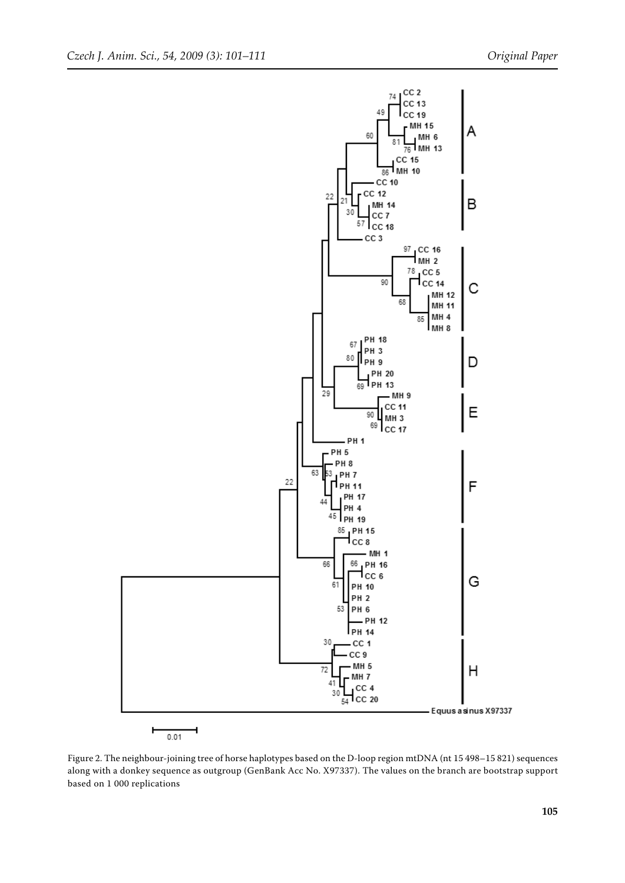Figure 2. The neighbour-joining tree of horse haplotypes based on the D-loop region mtDNA (nt 15 498–15 821) sequences along with a donkey sequence as outgroup (GenBank Acc No. X97337). The values on the branch are bootstrap support based on 1 000 replications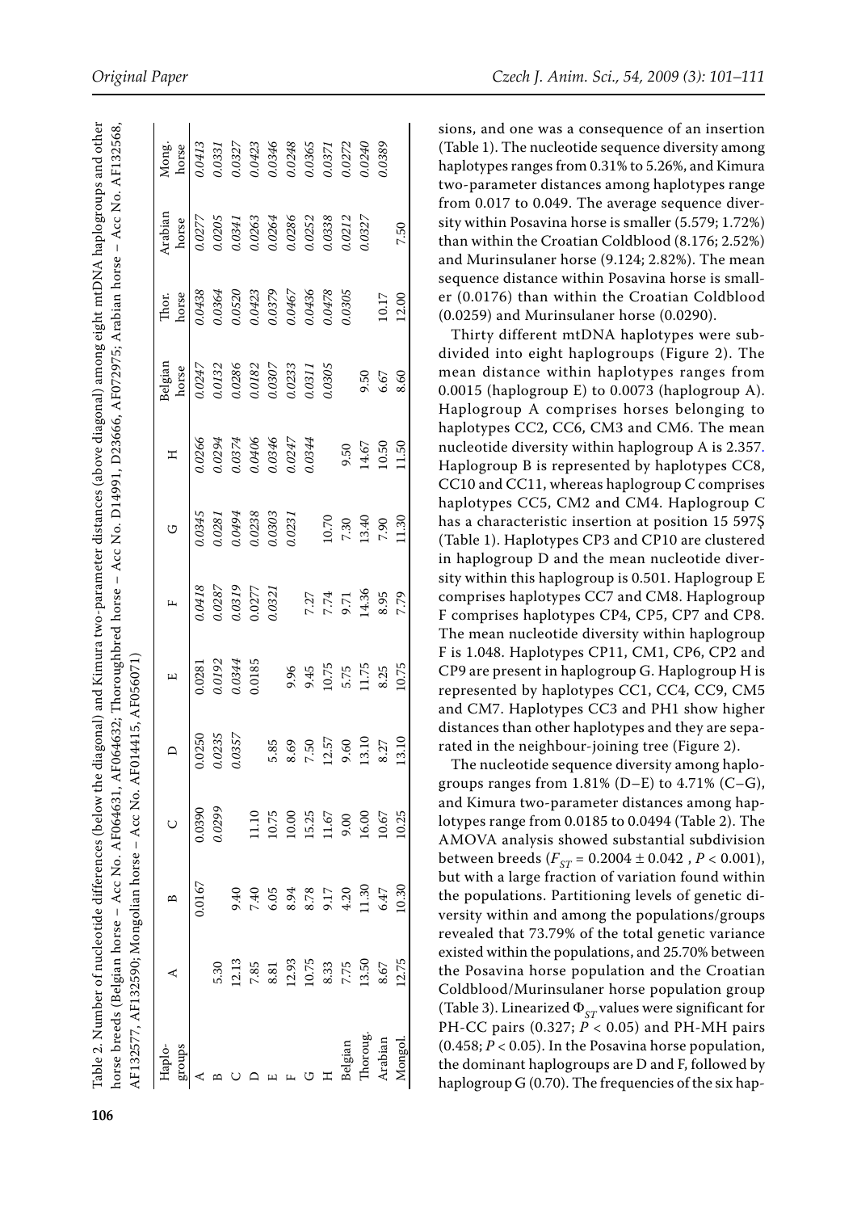Table 2. Number of nucleotide differences (below the diagonal) and Kimura two-parameter distances (above diagonal) among eight mtDNA haplogroups and other horse breeds (Belgian horse – Acc No. AF064631, AF064632; Thoroughbred horse – Acc No. D14991, D23666, AF072975; Arabian horse – Acc No. AF132568, AF132577, AF132590; Mongolian horse – Acc No. AF014415, AF056071)

| Haplo-groups | A | B | C | D | E | F | G | H | Belgian horse | Thor. horse | Arabian horse | Mong. horse |
|---|---|---|---|---|---|---|---|---|---|---|---|---|
| A | | 0.0167 | 0.0390 | 0.0250 | 0.0281 | 0.0418 | 0.0345 | 0.0266 | 0.0247 | 0.0438 | 0.0277 | 0.0413 |
| B | 5.30 | | 0.0299 | 0.0235 | 0.0192 | 0.0287 | 0.0281 | 0.0294 | 0.0132 | 0.0364 | 0.0205 | 0.0331 |
| C | 12.13 | 9.40 | | 0.0357 | 0.0344 | 0.0319 | 0.0494 | 0.0374 | 0.0286 | 0.0520 | 0.0341 | 0.0327 |
| D | 7.85 | 7.40 | 11.10 | | 0.0185 | 0.0277 | 0.0238 | 0.0406 | 0.0182 | 0.0423 | 0.0263 | 0.0423 |
| E | 8.81 | 6.05 | 10.75 | 5.85 | | 0.0321 | 0.0303 | 0.0346 | 0.0307 | 0.0379 | 0.0264 | 0.0346 |
| F | 12.93 | 8.94 | 10.00 | 8.69 | 9.96 | | 0.0231 | 0.0247 | 0.0233 | 0.0467 | 0.0286 | 0.0248 |
| G | 10.75 | 8.78 | 15.25 | 7.50 | 9.45 | 7.27 | | 0.0344 | 0.0311 | 0.0436 | 0.0252 | 0.0365 |
| H | 8.33 | 9.17 | 11.67 | 12.57 | 10.75 | 7.74 | 10.70 | | 0.0305 | 0.0478 | 0.0338 | 0.0371 |
| Belgian | 7.75 | 4.20 | 9.00 | 9.60 | 5.75 | 9.71 | 7.30 | 9.50 | | 0.0305 | 0.0212 | 0.0272 |
| Thoroug. | 13.50 | 11.30 | 16.00 | 13.10 | 11.75 | 14.36 | 13.40 | 14.67 | 9.50 | | 0.0327 | 0.0240 |
| Arabian | 8.67 | 6.47 | 10.67 | 8.27 | 8.25 | 8.95 | 7.90 | 10.50 | 6.67 | 10.17 | | 0.0389 |
| Mongol. | 12.75 | 10.30 | 10.25 | 13.10 | 10.75 | 7.79 | 11.30 | 11.50 | 8.60 | 12.00 | 7.50 | |

sions, and one was a consequence of an insertion (Table 1). The nucleotide sequence diversity among haplotypes ranges from 0.31% to 5.26%, and Kimura two-parameter distances among haplotypes range from 0.017 to 0.049. The average sequence diversity within Posavina horse is smaller (5.579; 1.72%) than within the Croatian Coldblood (8.176; 2.52%) and Murinsulaner horse (9.124; 2.82%). The mean sequence distance within Posavina horse is smaller (0.0176) than within the Croatian Coldblood (0.0259) and Murinsulaner horse (0.0290).

Thirty different mtDNA haplotypes were subdivided into eight haplogroups (Figure 2). The mean distance within haplotypes ranges from 0.0015 (haplogroup E) to 0.0073 (haplogroup A). Haplogroup A comprises horses belonging to haplotypes CC2, CC6, CM3 and CM6. The mean nucleotide diversity within haplogroup A is 2.357. Haplogroup B is represented by haplotypes CC8, CC10 and CC11, whereas haplogroup C comprises haplotypes CC5, CM2 and CM4. Haplogroup C has a characteristic insertion at position 15 597Ş (Table 1). Haplotypes CP3 and CP10 are clustered in haplogroup D and the mean nucleotide diversity within this haplogroup is 0.501. Haplogroup E comprises haplotypes CC7 and CM8. Haplogroup F comprises haplotypes CP4, CP5, CP7 and CP8. The mean nucleotide diversity within haplogroup F is 1.048. Haplotypes CP11, CM1, CP6, CP2 and CP9 are present in haplogroup G. Haplogroup H is represented by haplotypes CC1, CC4, CC9, CM5 and CM7. Haplotypes CC3 and PH1 show higher distances than other haplotypes and they are separated in the neighbour-joining tree (Figure 2).

The nucleotide sequence diversity among haplogroups ranges from 1.81% (D–E) to 4.71% (C–G), and Kimura two-parameter distances among haplotypes range from 0.0185 to 0.0494 (Table 2). The AMOVA analysis showed substantial subdivision between breeds ($F_{ST}$ = 0.2004 ± 0.042 , $P$ < 0.001), but with a large fraction of variation found within the populations. Partitioning levels of genetic diversity within and among the populations/groups revealed that 73.79% of the total genetic variance existed within the populations, and 25.70% between the Posavina horse population and the Croatian Coldblood/Murinsulaner horse population group (Table 3). Linearized $\Phi_{ST}$ values were significant for PH-CC pairs (0.327; $P$ < 0.05) and PH-MH pairs (0.458; $P$ < 0.05). In the Posavina horse population, the dominant haplogroups are D and F, followed by haplogroup G (0.70). The frequencies of the six hap-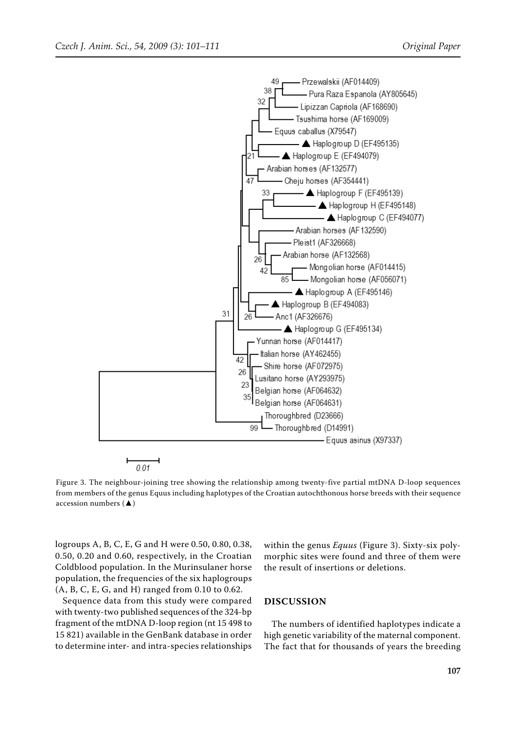Figure 3. The neighbour-joining tree showing the relationship among twenty-five partial mtDNA D-loop sequences from members of the genus Equus including haplotypes of the Croatian autochthonous horse breeds with their sequence accession numbers (▲)

logroups A, B, C, E, G and H were 0.50, 0.80, 0.38, 0.50, 0.20 and 0.60, respectively, in the Croatian Coldblood population. In the Murinsulaner horse population, the frequencies of the six haplogroups (A, B, C, E, G, and H) ranged from 0.10 to 0.62.

Sequence data from this study were compared with twenty-two published sequences of the 324-bp fragment of the mtDNA D-loop region (nt 15 498 to 15 821) available in the GenBank database in order to determine inter- and intra-species relationships within the genus *Equus* (Figure 3). Sixty-six polymorphic sites were found and three of them were the result of insertions or deletions.

## DISCUSSION

The numbers of identified haplotypes indicate a high genetic variability of the maternal component. The fact that for thousands of years the breeding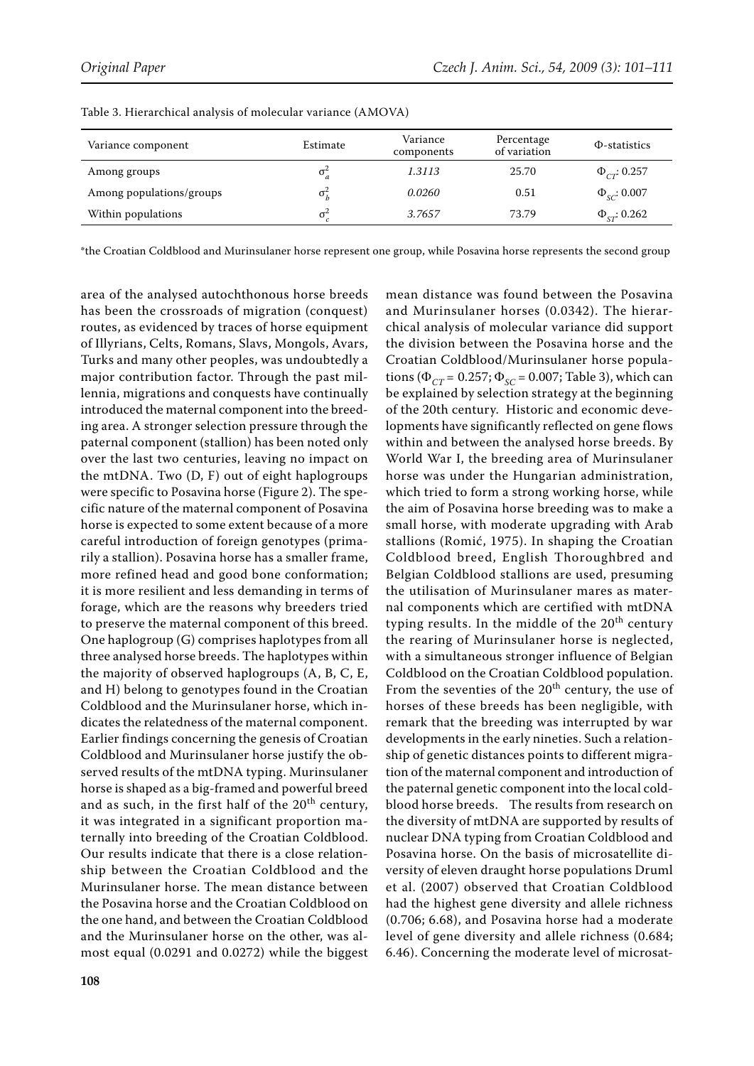Table 3. Hierarchical analysis of molecular variance (AMOVA)

| Variance component | Estimate | Variance components | Percentage of variation | Φ-statistics |
|---|---|---|---|---|
| Among groups | $\sigma^2_a$ | *1.3113* | 25.70 | $\Phi_{CT}$: 0.257 |
| Among populations/groups | $\sigma^2_b$ | *0.0260* | 0.51 | $\Phi_{SC}$: 0.007 |
| Within populations | $\sigma^2_c$ | *3.7657* | 73.79 | $\Phi_{ST}$: 0.262 |

*the Croatian Coldblood and Murinsulaner horse represent one group, while Posavina horse represents the second group

area of the analysed autochthonous horse breeds has been the crossroads of migration (conquest) routes, as evidenced by traces of horse equipment of Illyrians, Celts, Romans, Slavs, Mongols, Avars, Turks and many other peoples, was undoubtedly a major contribution factor. Through the past millennia, migrations and conquests have continually introduced the maternal component into the breeding area. A stronger selection pressure through the paternal component (stallion) has been noted only over the last two centuries, leaving no impact on the mtDNA. Two (D, F) out of eight haplogroups were specific to Posavina horse (Figure 2). The specific nature of the maternal component of Posavina horse is expected to some extent because of a more careful introduction of foreign genotypes (primarily a stallion). Posavina horse has a smaller frame, more refined head and good bone conformation; it is more resilient and less demanding in terms of forage, which are the reasons why breeders tried to preserve the maternal component of this breed. One haplogroup (G) comprises haplotypes from all three analysed horse breeds. The haplotypes within the majority of observed haplogroups (A, B, C, E, and H) belong to genotypes found in the Croatian Coldblood and the Murinsulaner horse, which indicates the relatedness of the maternal component. Earlier findings concerning the genesis of Croatian Coldblood and Murinsulaner horse justify the observed results of the mtDNA typing. Murinsulaner horse is shaped as a big-framed and powerful breed and as such, in the first half of the 20th century, it was integrated in a significant proportion maternally into breeding of the Croatian Coldblood. Our results indicate that there is a close relationship between the Croatian Coldblood and the Murinsulaner horse. The mean distance between the Posavina horse and the Croatian Coldblood on the one hand, and between the Croatian Coldblood and the Murinsulaner horse on the other, was almost equal (0.0291 and 0.0272) while the biggest mean distance was found between the Posavina and Murinsulaner horses (0.0342). The hierarchical analysis of molecular variance did support the division between the Posavina horse and the Croatian Coldblood/Murinsulaner horse populations ($\Phi_{CT}$ = 0.257; $\Phi_{SC}$ = 0.007; Table 3), which can be explained by selection strategy at the beginning of the 20th century. Historic and economic developments have significantly reflected on gene flows within and between the analysed horse breeds. By World War I, the breeding area of Murinsulaner horse was under the Hungarian administration, which tried to form a strong working horse, while the aim of Posavina horse breeding was to make a small horse, with moderate upgrading with Arab stallions (Romić, 1975). In shaping the Croatian Coldblood breed, English Thoroughbred and Belgian Coldblood stallions are used, presuming the utilisation of Murinsulaner mares as maternal components which are certified with mtDNA typing results. In the middle of the 20th century the rearing of Murinsulaner horse is neglected, with a simultaneous stronger influence of Belgian Coldblood on the Croatian Coldblood population. From the seventies of the 20th century, the use of horses of these breeds has been negligible, with remark that the breeding was interrupted by war developments in the early nineties. Such a relationship of genetic distances points to different migration of the maternal component and introduction of the paternal genetic component into the local coldblood horse breeds. The results from research on the diversity of mtDNA are supported by results of nuclear DNA typing from Croatian Coldblood and Posavina horse. On the basis of microsatellite diversity of eleven draught horse populations Druml et al. (2007) observed that Croatian Coldblood had the highest gene diversity and allele richness (0.706; 6.68), and Posavina horse had a moderate level of gene diversity and allele richness (0.684; 6.46). Concerning the moderate level of microsat-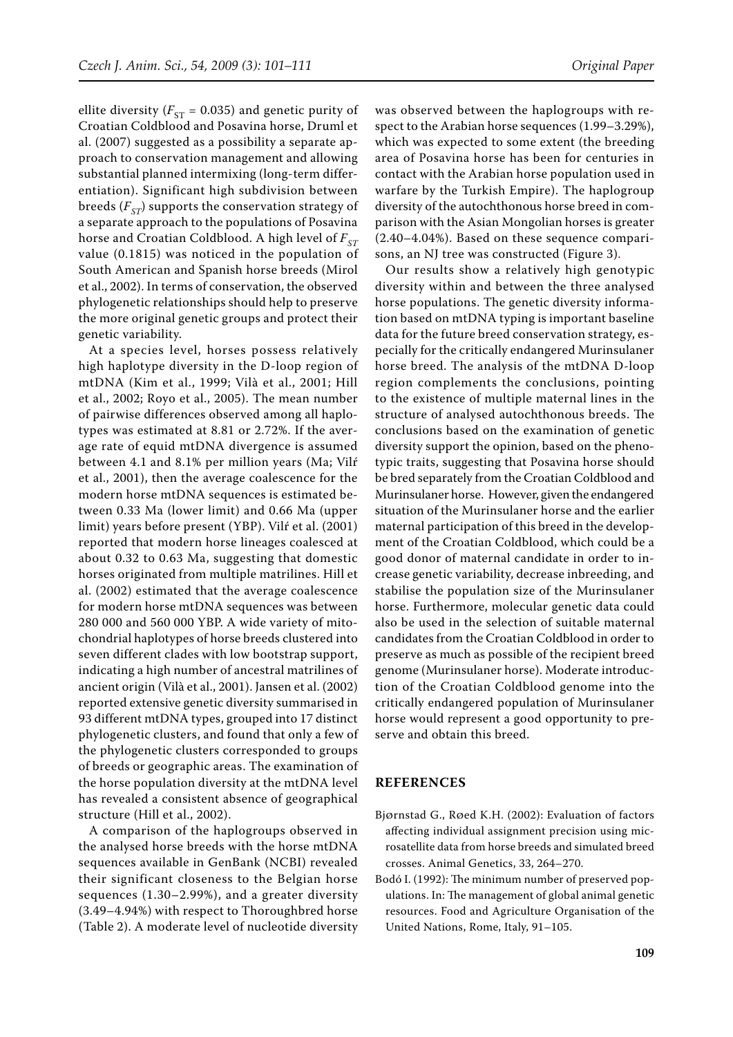ellite diversity ($F_{ST}$ = 0.035) and genetic purity of Croatian Coldblood and Posavina horse, Druml et al. (2007) suggested as a possibility a separate approach to conservation management and allowing substantial planned intermixing (long-term differentiation). Significant high subdivision between breeds ($F_{ST}$) supports the conservation strategy of a separate approach to the populations of Posavina horse and Croatian Coldblood. A high level of $F_{ST}$ value (0.1815) was noticed in the population of South American and Spanish horse breeds (Mirol et al., 2002). In terms of conservation, the observed phylogenetic relationships should help to preserve the more original genetic groups and protect their genetic variability.

At a species level, horses possess relatively high haplotype diversity in the D-loop region of mtDNA (Kim et al., 1999; Vilà et al., 2001; Hill et al., 2002; Royo et al., 2005). The mean number of pairwise differences observed among all haplotypes was estimated at 8.81 or 2.72%. If the average rate of equid mtDNA divergence is assumed between 4.1 and 8.1% per million years (Ma; Vilŕ et al., 2001), then the average coalescence for the modern horse mtDNA sequences is estimated between 0.33 Ma (lower limit) and 0.66 Ma (upper limit) years before present (YBP). Vilŕ et al. (2001) reported that modern horse lineages coalesced at about 0.32 to 0.63 Ma, suggesting that domestic horses originated from multiple matrilines. Hill et al. (2002) estimated that the average coalescence for modern horse mtDNA sequences was between 280 000 and 560 000 YBP. A wide variety of mitochondrial haplotypes of horse breeds clustered into seven different clades with low bootstrap support, indicating a high number of ancestral matrilines of ancient origin (Vilà et al., 2001). Jansen et al. (2002) reported extensive genetic diversity summarised in 93 different mtDNA types, grouped into 17 distinct phylogenetic clusters, and found that only a few of the phylogenetic clusters corresponded to groups of breeds or geographic areas. The examination of the horse population diversity at the mtDNA level has revealed a consistent absence of geographical structure (Hill et al., 2002).

A comparison of the haplogroups observed in the analysed horse breeds with the horse mtDNA sequences available in GenBank (NCBI) revealed their significant closeness to the Belgian horse sequences (1.30–2.99%), and a greater diversity (3.49–4.94%) with respect to Thoroughbred horse (Table 2). A moderate level of nucleotide diversity was observed between the haplogroups with respect to the Arabian horse sequences (1.99–3.29%), which was expected to some extent (the breeding area of Posavina horse has been for centuries in contact with the Arabian horse population used in warfare by the Turkish Empire). The haplogroup diversity of the autochthonous horse breed in comparison with the Asian Mongolian horses is greater (2.40–4.04%). Based on these sequence comparisons, an NJ tree was constructed (Figure 3).

Our results show a relatively high genotypic diversity within and between the three analysed horse populations. The genetic diversity information based on mtDNA typing is important baseline data for the future breed conservation strategy, especially for the critically endangered Murinsulaner horse breed. The analysis of the mtDNA D-loop region complements the conclusions, pointing to the existence of multiple maternal lines in the structure of analysed autochthonous breeds. The conclusions based on the examination of genetic diversity support the opinion, based on the phenotypic traits, suggesting that Posavina horse should be bred separately from the Croatian Coldblood and Murinsulaner horse. However, given the endangered situation of the Murinsulaner horse and the earlier maternal participation of this breed in the development of the Croatian Coldblood, which could be a good donor of maternal candidate in order to increase genetic variability, decrease inbreeding, and stabilise the population size of the Murinsulaner horse. Furthermore, molecular genetic data could also be used in the selection of suitable maternal candidates from the Croatian Coldblood in order to preserve as much as possible of the recipient breed genome (Murinsulaner horse). Moderate introduction of the Croatian Coldblood genome into the critically endangered population of Murinsulaner horse would represent a good opportunity to preserve and obtain this breed.

## REFERENCES

Bjørnstad G., Røed K.H. (2002): Evaluation of factors affecting individual assignment precision using microsatellite data from horse breeds and simulated breed crosses. Animal Genetics, 33, 264–270.

Bodó I. (1992): The minimum number of preserved populations. In: The management of global animal genetic resources. Food and Agriculture Organisation of the United Nations, Rome, Italy, 91–105.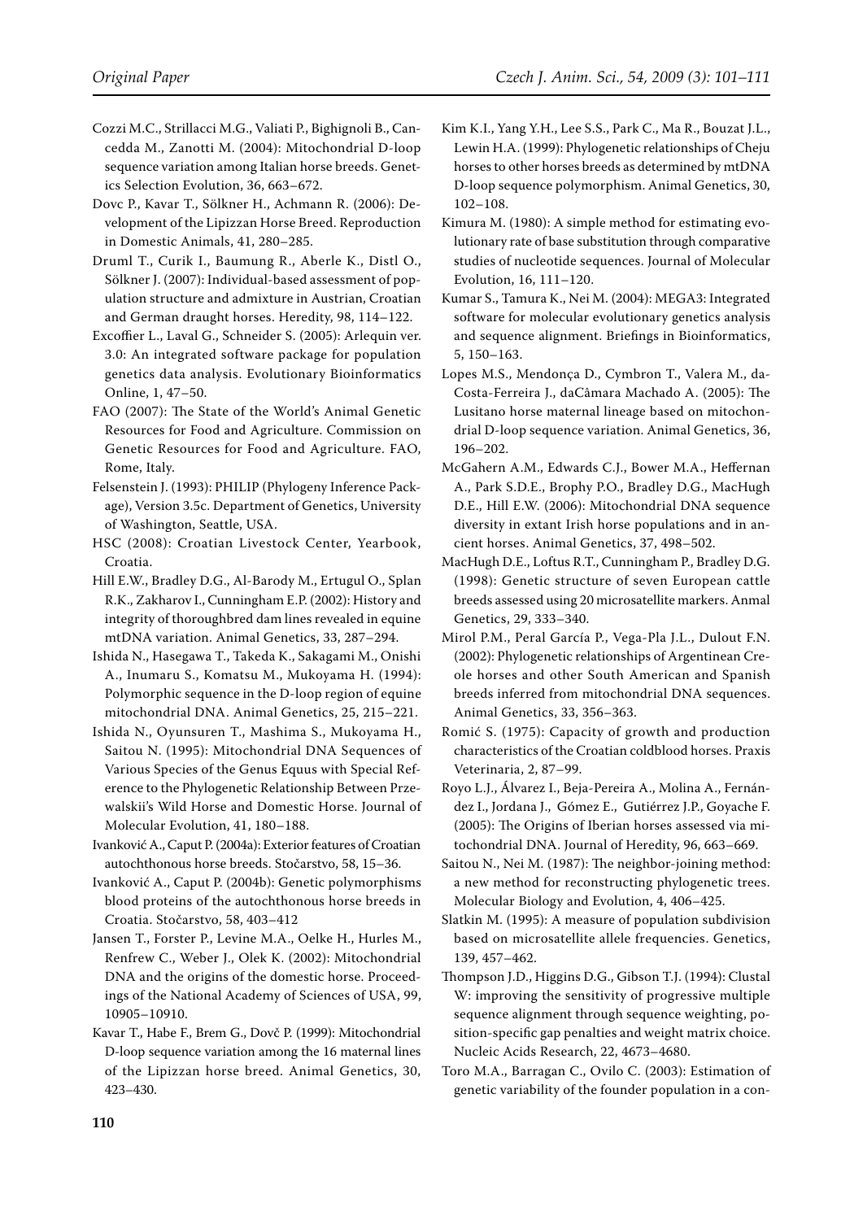Cozzi M.C., Strillacci M.G., Valiati P., Bighignoli B., Cancedda M., Zanotti M. (2004): Mitochondrial D-loop sequence variation among Italian horse breeds. Genetics Selection Evolution, 36, 663–672.

Dovc P., Kavar T., Sölkner H., Achmann R. (2006): Development of the Lipizzan Horse Breed. Reproduction in Domestic Animals, 41, 280–285.

Druml T., Curik I., Baumung R., Aberle K., Distl O., Sölkner J. (2007): Individual-based assessment of population structure and admixture in Austrian, Croatian and German draught horses. Heredity, 98, 114–122.

Excoffier L., Laval G., Schneider S. (2005): Arlequin ver. 3.0: An integrated software package for population genetics data analysis. Evolutionary Bioinformatics Online, 1, 47–50.

FAO (2007): The State of the World's Animal Genetic Resources for Food and Agriculture. Commission on Genetic Resources for Food and Agriculture. FAO, Rome, Italy.

Felsenstein J. (1993): PHILIP (Phylogeny Inference Package), Version 3.5c. Department of Genetics, University of Washington, Seattle, USA.

HSC (2008): Croatian Livestock Center, Yearbook, Croatia.

Hill E.W., Bradley D.G., Al-Barody M., Ertugul O., Splan R.K., Zakharov I., Cunningham E.P. (2002): History and integrity of thoroughbred dam lines revealed in equine mtDNA variation. Animal Genetics, 33, 287–294.

Ishida N., Hasegawa T., Takeda K., Sakagami M., Onishi A., Inumaru S., Komatsu M., Mukoyama H. (1994): Polymorphic sequence in the D-loop region of equine mitochondrial DNA. Animal Genetics, 25, 215–221.

Ishida N., Oyunsuren T., Mashima S., Mukoyama H., Saitou N. (1995): Mitochondrial DNA Sequences of Various Species of the Genus Equus with Special Reference to the Phylogenetic Relationship Between Przewalskii's Wild Horse and Domestic Horse. Journal of Molecular Evolution, 41, 180–188.

Ivanković A., Caput P. (2004a): Exterior features of Croatian autochthonous horse breeds. Stočarstvo, 58, 15–36.

Ivanković A., Caput P. (2004b): Genetic polymorphisms blood proteins of the autochthonous horse breeds in Croatia. Stočarstvo, 58, 403–412

Jansen T., Forster P., Levine M.A., Oelke H., Hurles M., Renfrew C., Weber J., Olek K. (2002): Mitochondrial DNA and the origins of the domestic horse. Proceedings of the National Academy of Sciences of USA, 99, 10905–10910.

Kavar T., Habe F., Brem G., Dovč P. (1999): Mitochondrial D-loop sequence variation among the 16 maternal lines of the Lipizzan horse breed. Animal Genetics, 30, 423–430.

Kim K.I., Yang Y.H., Lee S.S., Park C., Ma R., Bouzat J.L., Lewin H.A. (1999): Phylogenetic relationships of Cheju horses to other horses breeds as determined by mtDNA D-loop sequence polymorphism. Animal Genetics, 30, 102–108.

Kimura M. (1980): A simple method for estimating evolutionary rate of base substitution through comparative studies of nucleotide sequences. Journal of Molecular Evolution, 16, 111–120.

Kumar S., Tamura K., Nei M. (2004): MEGA3: Integrated software for molecular evolutionary genetics analysis and sequence alignment. Briefings in Bioinformatics, 5, 150–163.

Lopes M.S., Mendonça D., Cymbron T., Valera M., da-Costa-Ferreira J., daCâmara Machado A. (2005): The Lusitano horse maternal lineage based on mitochondrial D-loop sequence variation. Animal Genetics, 36, 196–202.

McGahern A.M., Edwards C.J., Bower M.A., Heffernan A., Park S.D.E., Brophy P.O., Bradley D.G., MacHugh D.E., Hill E.W. (2006): Mitochondrial DNA sequence diversity in extant Irish horse populations and in ancient horses. Animal Genetics, 37, 498–502.

MacHugh D.E., Loftus R.T., Cunningham P., Bradley D.G. (1998): Genetic structure of seven European cattle breeds assessed using 20 microsatellite markers. Anmal Genetics, 29, 333–340.

Mirol P.M., Peral García P., Vega-Pla J.L., Dulout F.N. (2002): Phylogenetic relationships of Argentinean Creole horses and other South American and Spanish breeds inferred from mitochondrial DNA sequences. Animal Genetics, 33, 356–363.

Romić S. (1975): Capacity of growth and production characteristics of the Croatian coldblood horses. Praxis Veterinaria, 2, 87–99.

Royo L.J., Álvarez I., Beja-Pereira A., Molina A., Fernández I., Jordana J., Gómez E., Gutiérrez J.P., Goyache F. (2005): The Origins of Iberian horses assessed via mitochondrial DNA. Journal of Heredity, 96, 663–669.

Saitou N., Nei M. (1987): The neighbor-joining method: a new method for reconstructing phylogenetic trees. Molecular Biology and Evolution, 4, 406–425.

Slatkin M. (1995): A measure of population subdivision based on microsatellite allele frequencies. Genetics, 139, 457–462.

Thompson J.D., Higgins D.G., Gibson T.J. (1994): Clustal W: improving the sensitivity of progressive multiple sequence alignment through sequence weighting, position-specific gap penalties and weight matrix choice. Nucleic Acids Research, 22, 4673–4680.

Toro M.A., Barragan C., Ovilo C. (2003): Estimation of genetic variability of the founder population in a con-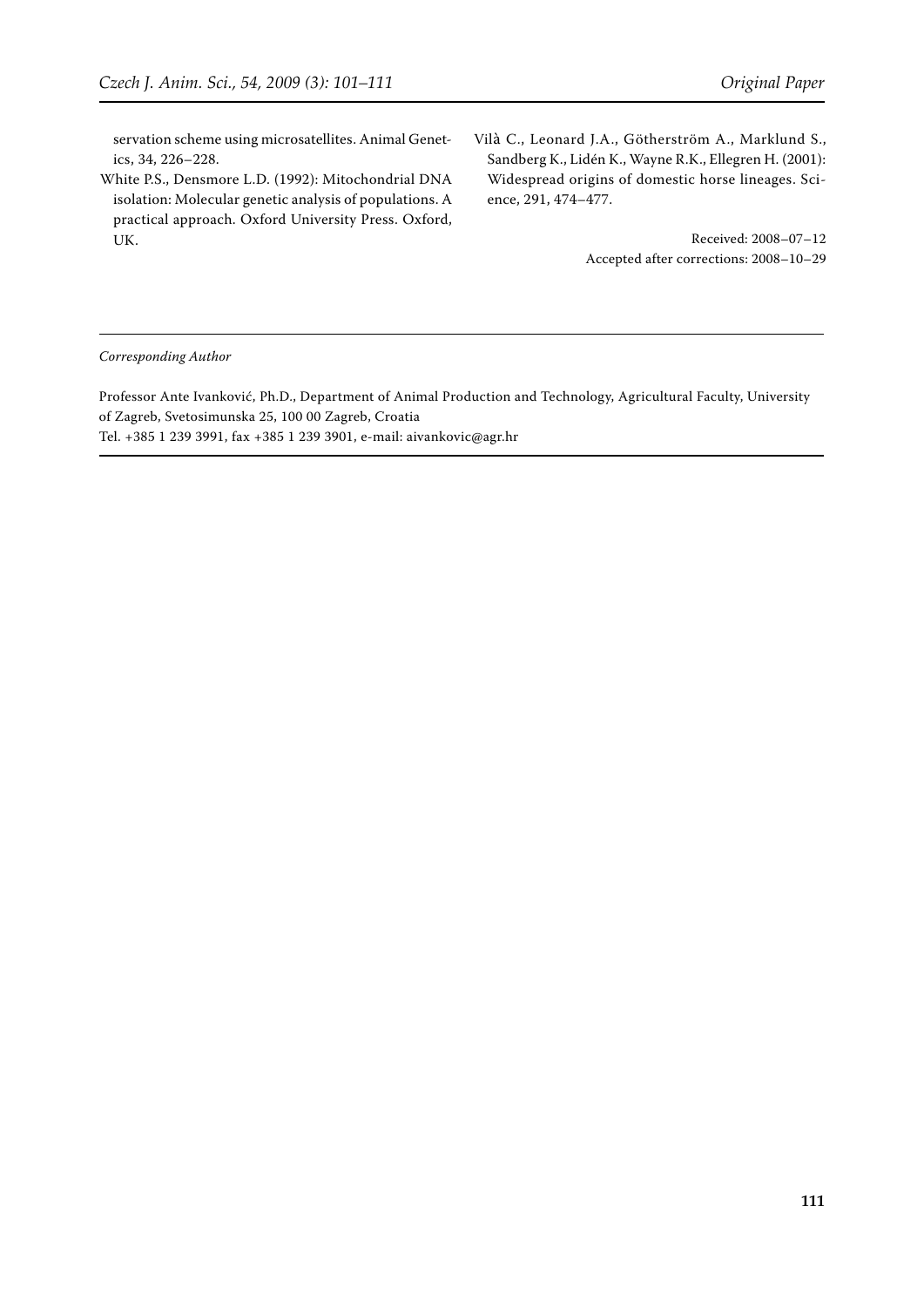servation scheme using microsatellites. Animal Genetics, 34, 226–228.

White P.S., Densmore L.D. (1992): Mitochondrial DNA isolation: Molecular genetic analysis of populations. A practical approach. Oxford University Press. Oxford, UK.

Vilà C., Leonard J.A., Götherström A., Marklund S., Sandberg K., Lidén K., Wayne R.K., Ellegren H. (2001): Widespread origins of domestic horse lineages. Science, 291, 474–477.

Received: 2008–07–12
Accepted after corrections: 2008–10–29

*Corresponding Author*

Professor Ante Ivanković, Ph.D., Department of Animal Production and Technology, Agricultural Faculty, University of Zagreb, Svetosimunska 25, 100 00 Zagreb, Croatia
Tel. +385 1 239 3991, fax +385 1 239 3901, e-mail: aivankovic@agr.hr